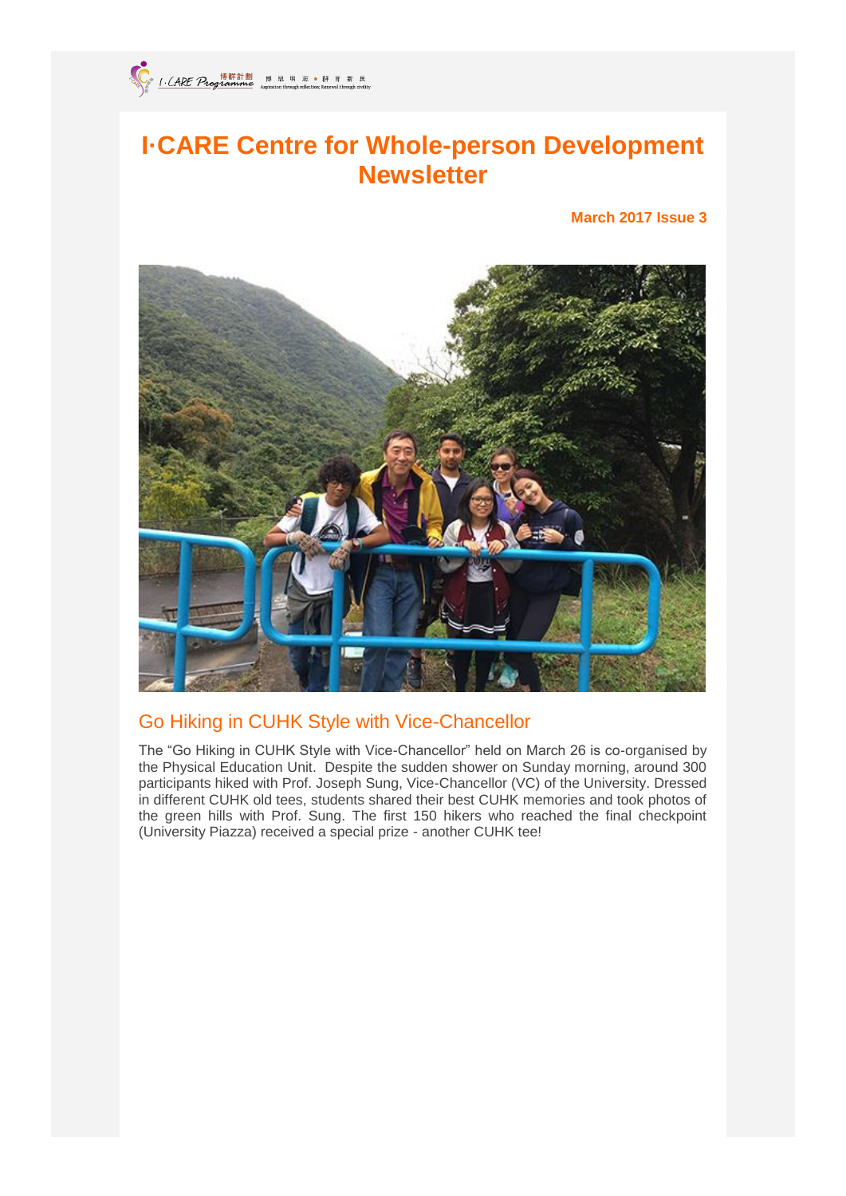# I·CARE Centre for Whole-person Development Newsletter

**March 2017 Issue 3**

## Go Hiking in CUHK Style with Vice-Chancellor

The "Go Hiking in CUHK Style with Vice-Chancellor" held on March 26 is co-organised by the Physical Education Unit. Despite the sudden shower on Sunday morning, around 300 participants hiked with Prof. Joseph Sung, Vice-Chancellor (VC) of the University. Dressed in different CUHK old tees, students shared their best CUHK memories and took photos of the green hills with Prof. Sung. The first 150 hikers who reached the final checkpoint (University Piazza) received a special prize - another CUHK tee!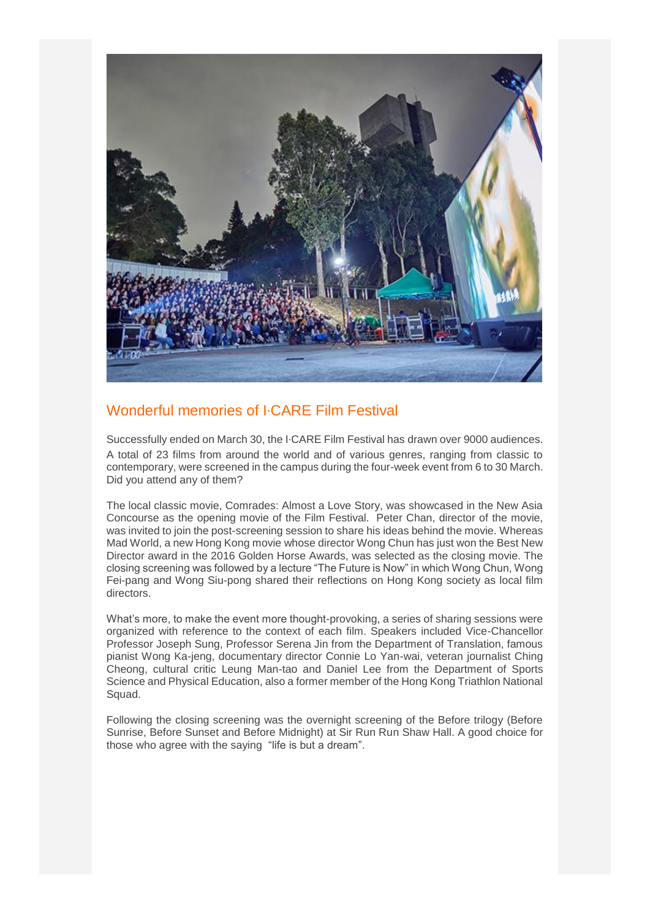## Wonderful memories of I·CARE Film Festival

Successfully ended on March 30, the I·CARE Film Festival has drawn over 9000 audiences. A total of 23 films from around the world and of various genres, ranging from classic to contemporary, were screened in the campus during the four-week event from 6 to 30 March. Did you attend any of them?

The local classic movie, Comrades: Almost a Love Story, was showcased in the New Asia Concourse as the opening movie of the Film Festival. Peter Chan, director of the movie, was invited to join the post-screening session to share his ideas behind the movie. Whereas Mad World, a new Hong Kong movie whose director Wong Chun has just won the Best New Director award in the 2016 Golden Horse Awards, was selected as the closing movie. The closing screening was followed by a lecture "The Future is Now" in which Wong Chun, Wong Fei-pang and Wong Siu-pong shared their reflections on Hong Kong society as local film directors.

What's more, to make the event more thought-provoking, a series of sharing sessions were organized with reference to the context of each film. Speakers included Vice-Chancellor Professor Joseph Sung, Professor Serena Jin from the Department of Translation, famous pianist Wong Ka-jeng, documentary director Connie Lo Yan-wai, veteran journalist Ching Cheong, cultural critic Leung Man-tao and Daniel Lee from the Department of Sports Science and Physical Education, also a former member of the Hong Kong Triathlon National Squad.

Following the closing screening was the overnight screening of the Before trilogy (Before Sunrise, Before Sunset and Before Midnight) at Sir Run Run Shaw Hall. A good choice for those who agree with the saying "life is but a dream".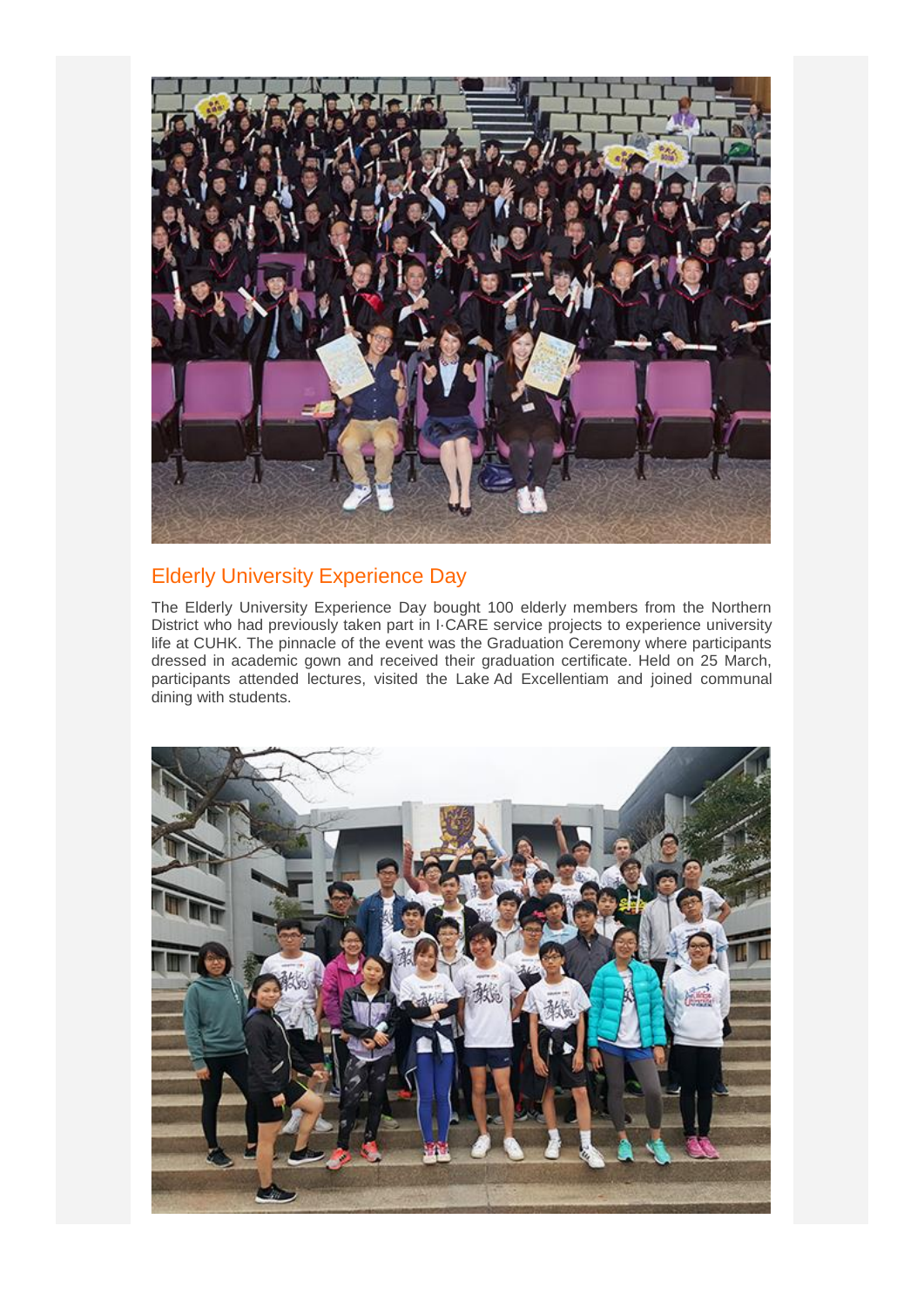## Elderly University Experience Day

The Elderly University Experience Day bought 100 elderly members from the Northern District who had previously taken part in I·CARE service projects to experience university life at CUHK. The pinnacle of the event was the Graduation Ceremony where participants dressed in academic gown and received their graduation certificate. Held on 25 March, participants attended lectures, visited the Lake Ad Excellentiam and joined communal dining with students.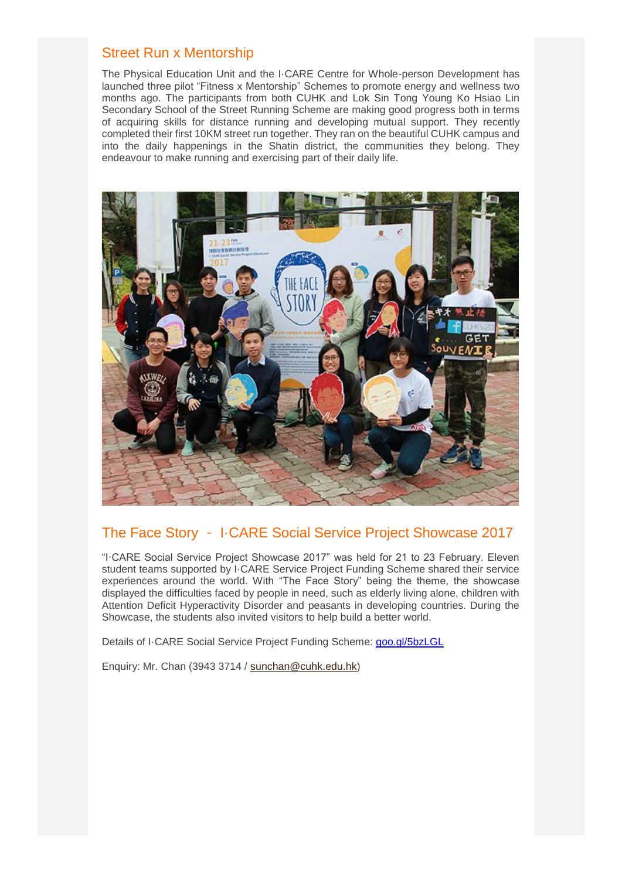## Street Run x Mentorship

The Physical Education Unit and the I·CARE Centre for Whole-person Development has launched three pilot "Fitness x Mentorship" Schemes to promote energy and wellness two months ago. The participants from both CUHK and Lok Sin Tong Young Ko Hsiao Lin Secondary School of the Street Running Scheme are making good progress both in terms of acquiring skills for distance running and developing mutual support. They recently completed their first 10KM street run together. They ran on the beautiful CUHK campus and into the daily happenings in the Shatin district, the communities they belong. They endeavour to make running and exercising part of their daily life.

## The Face Story - I·CARE Social Service Project Showcase 2017

"I·CARE Social Service Project Showcase 2017" was held for 21 to 23 February. Eleven student teams supported by I·CARE Service Project Funding Scheme shared their service experiences around the world. With "The Face Story" being the theme, the showcase displayed the difficulties faced by people in need, such as elderly living alone, children with Attention Deficit Hyperactivity Disorder and peasants in developing countries. During the Showcase, the students also invited visitors to help build a better world.

Details of I·CARE Social Service Project Funding Scheme: goo.gl/5bzLGL

Enquiry: Mr. Chan (3943 3714 / sunchan@cuhk.edu.hk)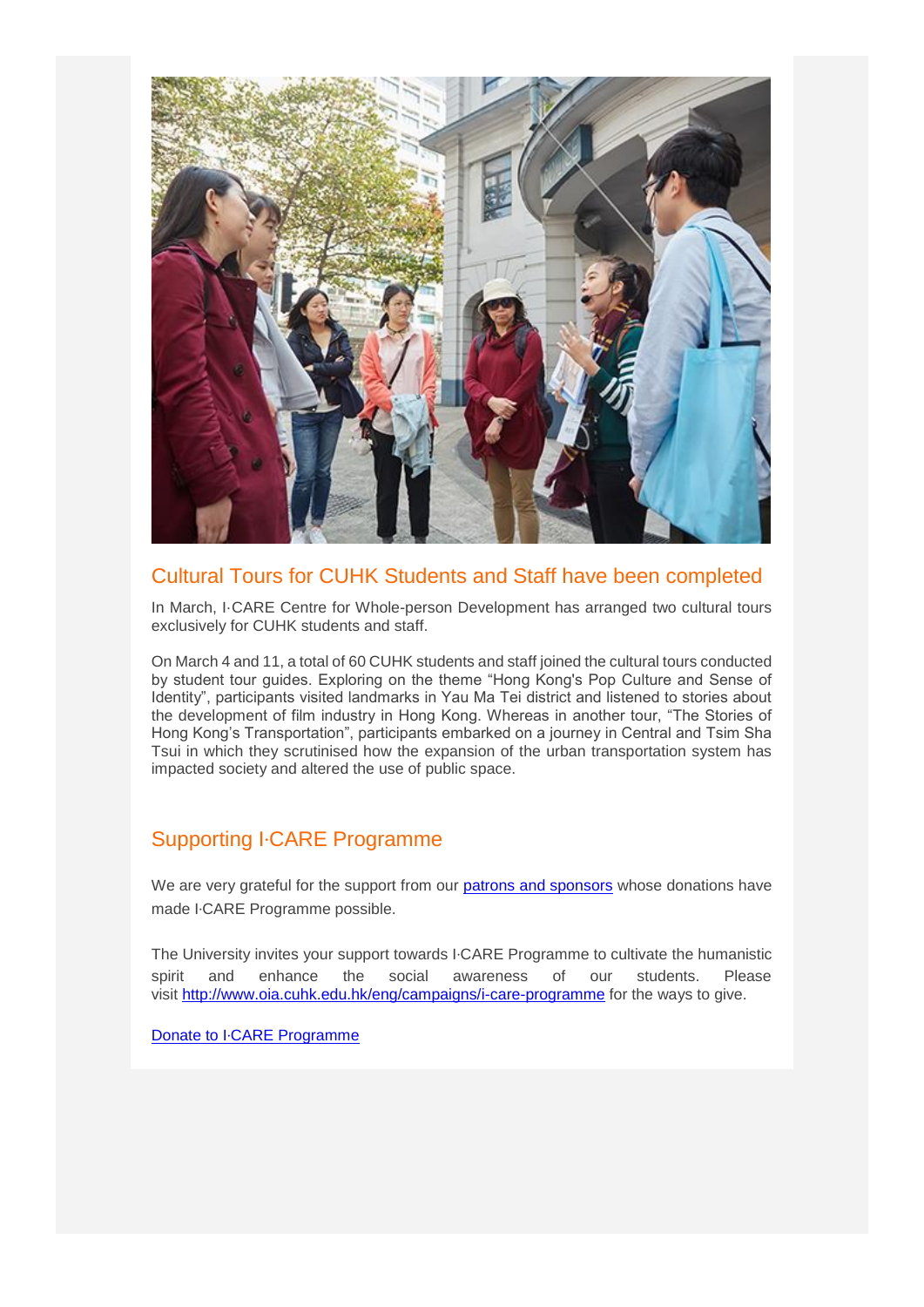## Cultural Tours for CUHK Students and Staff have been completed

In March, I·CARE Centre for Whole-person Development has arranged two cultural tours exclusively for CUHK students and staff.

On March 4 and 11, a total of 60 CUHK students and staff joined the cultural tours conducted by student tour guides. Exploring on the theme "Hong Kong's Pop Culture and Sense of Identity", participants visited landmarks in Yau Ma Tei district and listened to stories about the development of film industry in Hong Kong. Whereas in another tour, "The Stories of Hong Kong's Transportation", participants embarked on a journey in Central and Tsim Sha Tsui in which they scrutinised how the expansion of the urban transportation system has impacted society and altered the use of public space.

## Supporting I·CARE Programme

We are very grateful for the support from our [patrons and sponsors]() whose donations have made I·CARE Programme possible.

The University invites your support towards I·CARE Programme to cultivate the humanistic spirit and enhance the social awareness of our students. Please visit http://www.oia.cuhk.edu.hk/eng/campaigns/i-care-programme for the ways to give.

[Donate to I·CARE Programme]()